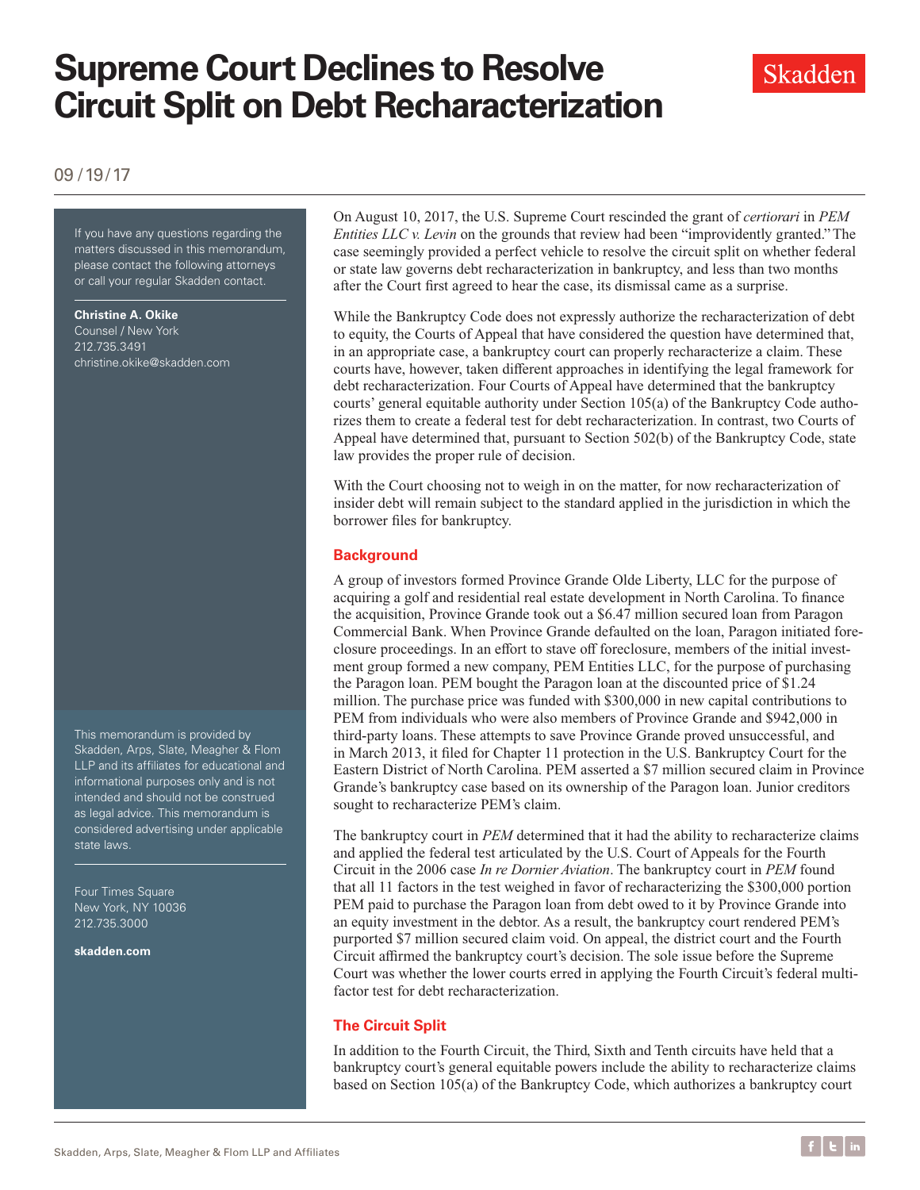# Supreme Court Declines to Resolve Circuit Split on Debt Recharacterization

Skadden

09 / 19 / 17

If you have any questions regarding the matters discussed in this memorandum, please contact the following attorneys or call your regular Skadden contact.

**Christine A. Okike**
Counsel / New York
212.735.3491
christine.okike@skadden.com

This memorandum is provided by Skadden, Arps, Slate, Meagher & Flom LLP and its affiliates for educational and informational purposes only and is not intended and should not be construed as legal advice. This memorandum is considered advertising under applicable state laws.

Four Times Square
New York, NY 10036
212.735.3000

**skadden.com**

On August 10, 2017, the U.S. Supreme Court rescinded the grant of *certiorari* in *PEM Entities LLC v. Levin* on the grounds that review had been "improvidently granted." The case seemingly provided a perfect vehicle to resolve the circuit split on whether federal or state law governs debt recharacterization in bankruptcy, and less than two months after the Court first agreed to hear the case, its dismissal came as a surprise.

While the Bankruptcy Code does not expressly authorize the recharacterization of debt to equity, the Courts of Appeal that have considered the question have determined that, in an appropriate case, a bankruptcy court can properly recharacterize a claim. These courts have, however, taken different approaches in identifying the legal framework for debt recharacterization. Four Courts of Appeal have determined that the bankruptcy courts' general equitable authority under Section 105(a) of the Bankruptcy Code authorizes them to create a federal test for debt recharacterization. In contrast, two Courts of Appeal have determined that, pursuant to Section 502(b) of the Bankruptcy Code, state law provides the proper rule of decision.

With the Court choosing not to weigh in on the matter, for now recharacterization of insider debt will remain subject to the standard applied in the jurisdiction in which the borrower files for bankruptcy.

## Background

A group of investors formed Province Grande Olde Liberty, LLC for the purpose of acquiring a golf and residential real estate development in North Carolina. To finance the acquisition, Province Grande took out a $6.47 million secured loan from Paragon Commercial Bank. When Province Grande defaulted on the loan, Paragon initiated foreclosure proceedings. In an effort to stave off foreclosure, members of the initial investment group formed a new company, PEM Entities LLC, for the purpose of purchasing the Paragon loan. PEM bought the Paragon loan at the discounted price of $1.24 million. The purchase price was funded with $300,000 in new capital contributions to PEM from individuals who were also members of Province Grande and $942,000 in third-party loans. These attempts to save Province Grande proved unsuccessful, and in March 2013, it filed for Chapter 11 protection in the U.S. Bankruptcy Court for the Eastern District of North Carolina. PEM asserted a $7 million secured claim in Province Grande's bankruptcy case based on its ownership of the Paragon loan. Junior creditors sought to recharacterize PEM's claim.

The bankruptcy court in *PEM* determined that it had the ability to recharacterize claims and applied the federal test articulated by the U.S. Court of Appeals for the Fourth Circuit in the 2006 case *In re Dornier Aviation*. The bankruptcy court in *PEM* found that all 11 factors in the test weighed in favor of recharacterizing the $300,000 portion PEM paid to purchase the Paragon loan from debt owed to it by Province Grande into an equity investment in the debtor. As a result, the bankruptcy court rendered PEM's purported $7 million secured claim void. On appeal, the district court and the Fourth Circuit affirmed the bankruptcy court's decision. The sole issue before the Supreme Court was whether the lower courts erred in applying the Fourth Circuit's federal multi-factor test for debt recharacterization.

## The Circuit Split

In addition to the Fourth Circuit, the Third, Sixth and Tenth circuits have held that a bankruptcy court's general equitable powers include the ability to recharacterize claims based on Section 105(a) of the Bankruptcy Code, which authorizes a bankruptcy court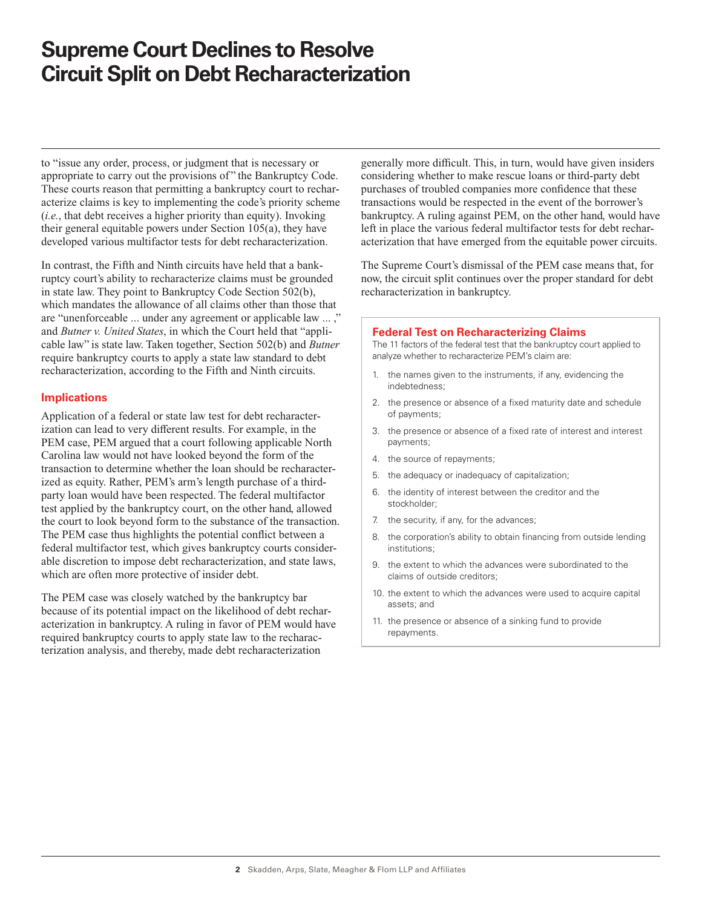# Supreme Court Declines to Resolve Circuit Split on Debt Recharacterization

to "issue any order, process, or judgment that is necessary or appropriate to carry out the provisions of" the Bankruptcy Code. These courts reason that permitting a bankruptcy court to recharacterize claims is key to implementing the code's priority scheme (*i.e.*, that debt receives a higher priority than equity). Invoking their general equitable powers under Section 105(a), they have developed various multifactor tests for debt recharacterization.

In contrast, the Fifth and Ninth circuits have held that a bankruptcy court's ability to recharacterize claims must be grounded in state law. They point to Bankruptcy Code Section 502(b), which mandates the allowance of all claims other than those that are "unenforceable ... under any agreement or applicable law ... ," and *Butner v. United States*, in which the Court held that "applicable law" is state law. Taken together, Section 502(b) and *Butner* require bankruptcy courts to apply a state law standard to debt recharacterization, according to the Fifth and Ninth circuits.

## Implications

Application of a federal or state law test for debt recharacterization can lead to very different results. For example, in the PEM case, PEM argued that a court following applicable North Carolina law would not have looked beyond the form of the transaction to determine whether the loan should be recharacterized as equity. Rather, PEM's arm's length purchase of a third-party loan would have been respected. The federal multifactor test applied by the bankruptcy court, on the other hand, allowed the court to look beyond form to the substance of the transaction. The PEM case thus highlights the potential conflict between a federal multifactor test, which gives bankruptcy courts considerable discretion to impose debt recharacterization, and state laws, which are often more protective of insider debt.

The PEM case was closely watched by the bankruptcy bar because of its potential impact on the likelihood of debt recharacterization in bankruptcy. A ruling in favor of PEM would have required bankruptcy courts to apply state law to the recharacterization analysis, and thereby, made debt recharacterization generally more difficult. This, in turn, would have given insiders considering whether to make rescue loans or third-party debt purchases of troubled companies more confidence that these transactions would be respected in the event of the borrower's bankruptcy. A ruling against PEM, on the other hand, would have left in place the various federal multifactor tests for debt recharacterization that have emerged from the equitable power circuits.

The Supreme Court's dismissal of the PEM case means that, for now, the circuit split continues over the proper standard for debt recharacterization in bankruptcy.

### Federal Test on Recharacterizing Claims

The 11 factors of the federal test that the bankruptcy court applied to analyze whether to recharacterize PEM's claim are:

1. the names given to the instruments, if any, evidencing the indebtedness;
2. the presence or absence of a fixed maturity date and schedule of payments;
3. the presence or absence of a fixed rate of interest and interest payments;
4. the source of repayments;
5. the adequacy or inadequacy of capitalization;
6. the identity of interest between the creditor and the stockholder;
7. the security, if any, for the advances;
8. the corporation's ability to obtain financing from outside lending institutions;
9. the extent to which the advances were subordinated to the claims of outside creditors;
10. the extent to which the advances were used to acquire capital assets; and
11. the presence or absence of a sinking fund to provide repayments.